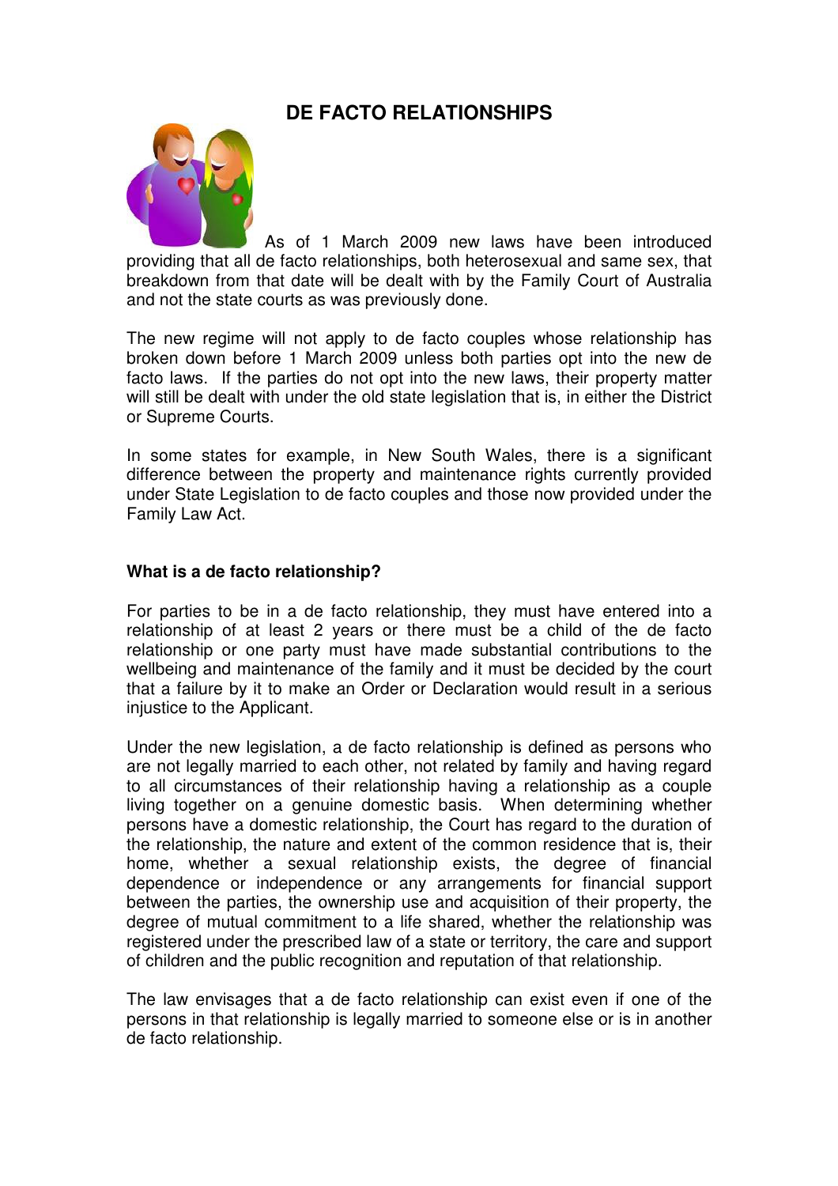# DE FACTO RELATIONSHIPS

As of 1 March 2009 new laws have been introduced providing that all de facto relationships, both heterosexual and same sex, that breakdown from that date will be dealt with by the Family Court of Australia and not the state courts as was previously done.

The new regime will not apply to de facto couples whose relationship has broken down before 1 March 2009 unless both parties opt into the new de facto laws. If the parties do not opt into the new laws, their property matter will still be dealt with under the old state legislation that is, in either the District or Supreme Courts.

In some states for example, in New South Wales, there is a significant difference between the property and maintenance rights currently provided under State Legislation to de facto couples and those now provided under the Family Law Act.

**What is a de facto relationship?**

For parties to be in a de facto relationship, they must have entered into a relationship of at least 2 years or there must be a child of the de facto relationship or one party must have made substantial contributions to the wellbeing and maintenance of the family and it must be decided by the court that a failure by it to make an Order or Declaration would result in a serious injustice to the Applicant.

Under the new legislation, a de facto relationship is defined as persons who are not legally married to each other, not related by family and having regard to all circumstances of their relationship having a relationship as a couple living together on a genuine domestic basis. When determining whether persons have a domestic relationship, the Court has regard to the duration of the relationship, the nature and extent of the common residence that is, their home, whether a sexual relationship exists, the degree of financial dependence or independence or any arrangements for financial support between the parties, the ownership use and acquisition of their property, the degree of mutual commitment to a life shared, whether the relationship was registered under the prescribed law of a state or territory, the care and support of children and the public recognition and reputation of that relationship.

The law envisages that a de facto relationship can exist even if one of the persons in that relationship is legally married to someone else or is in another de facto relationship.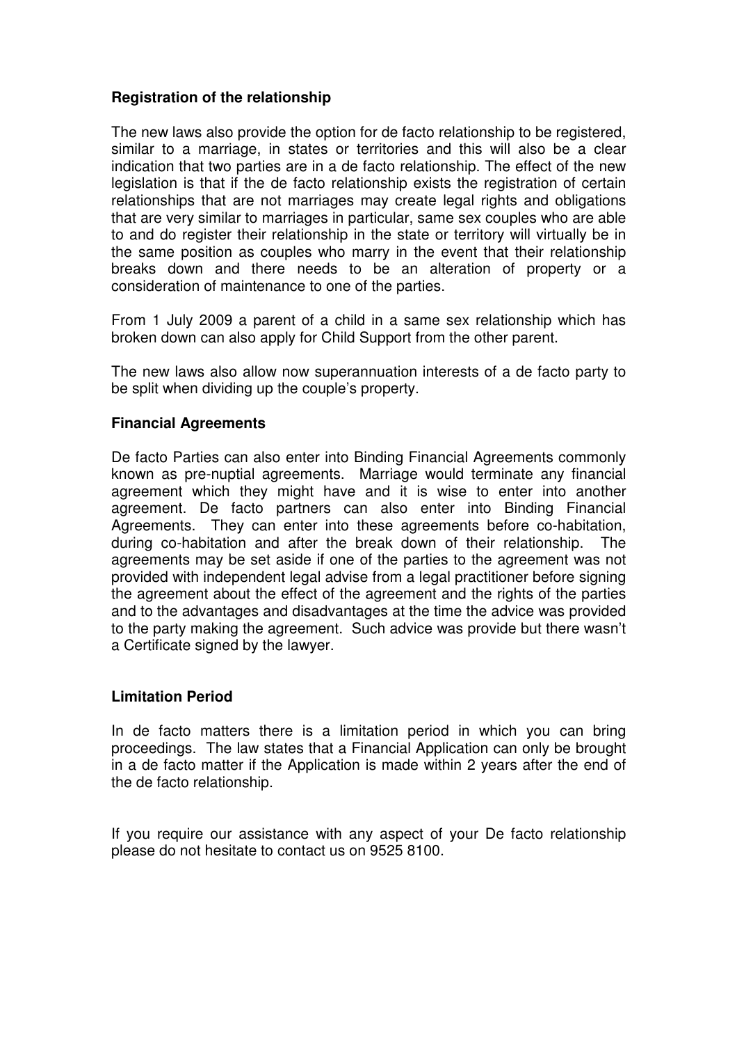**Registration of the relationship**

The new laws also provide the option for de facto relationship to be registered, similar to a marriage, in states or territories and this will also be a clear indication that two parties are in a de facto relationship. The effect of the new legislation is that if the de facto relationship exists the registration of certain relationships that are not marriages may create legal rights and obligations that are very similar to marriages in particular, same sex couples who are able to and do register their relationship in the state or territory will virtually be in the same position as couples who marry in the event that their relationship breaks down and there needs to be an alteration of property or a consideration of maintenance to one of the parties.

From 1 July 2009 a parent of a child in a same sex relationship which has broken down can also apply for Child Support from the other parent.

The new laws also allow now superannuation interests of a de facto party to be split when dividing up the couple's property.

**Financial Agreements**

De facto Parties can also enter into Binding Financial Agreements commonly known as pre-nuptial agreements. Marriage would terminate any financial agreement which they might have and it is wise to enter into another agreement. De facto partners can also enter into Binding Financial Agreements. They can enter into these agreements before co-habitation, during co-habitation and after the break down of their relationship. The agreements may be set aside if one of the parties to the agreement was not provided with independent legal advise from a legal practitioner before signing the agreement about the effect of the agreement and the rights of the parties and to the advantages and disadvantages at the time the advice was provided to the party making the agreement. Such advice was provide but there wasn't a Certificate signed by the lawyer.

**Limitation Period**

In de facto matters there is a limitation period in which you can bring proceedings. The law states that a Financial Application can only be brought in a de facto matter if the Application is made within 2 years after the end of the de facto relationship.

If you require our assistance with any aspect of your De facto relationship please do not hesitate to contact us on 9525 8100.